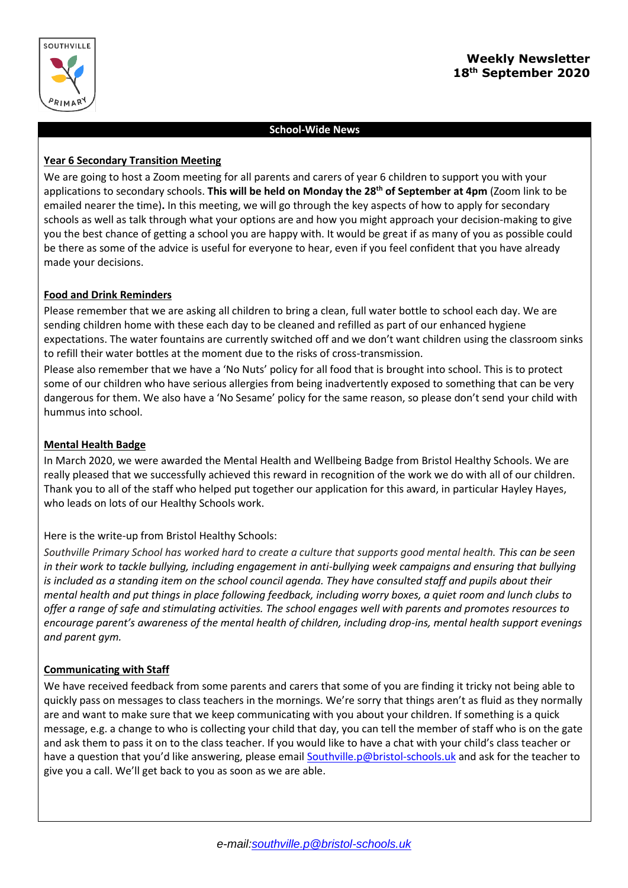# Weekly Newsletter
## 18th September 2020

## School-Wide News

### Year 6 Secondary Transition Meeting

We are going to host a Zoom meeting for all parents and carers of year 6 children to support you with your applications to secondary schools. **This will be held on Monday the 28th of September at 4pm** (Zoom link to be emailed nearer the time)**.** In this meeting, we will go through the key aspects of how to apply for secondary schools as well as talk through what your options are and how you might approach your decision-making to give you the best chance of getting a school you are happy with. It would be great if as many of you as possible could be there as some of the advice is useful for everyone to hear, even if you feel confident that you have already made your decisions.

### Food and Drink Reminders

Please remember that we are asking all children to bring a clean, full water bottle to school each day. We are sending children home with these each day to be cleaned and refilled as part of our enhanced hygiene expectations. The water fountains are currently switched off and we don't want children using the classroom sinks to refill their water bottles at the moment due to the risks of cross-transmission.

Please also remember that we have a 'No Nuts' policy for all food that is brought into school. This is to protect some of our children who have serious allergies from being inadvertently exposed to something that can be very dangerous for them. We also have a 'No Sesame' policy for the same reason, so please don't send your child with hummus into school.

### Mental Health Badge

In March 2020, we were awarded the Mental Health and Wellbeing Badge from Bristol Healthy Schools. We are really pleased that we successfully achieved this reward in recognition of the work we do with all of our children. Thank you to all of the staff who helped put together our application for this award, in particular Hayley Hayes, who leads on lots of our Healthy Schools work.

Here is the write-up from Bristol Healthy Schools:

*Southville Primary School has worked hard to create a culture that supports good mental health. This can be seen in their work to tackle bullying, including engagement in anti-bullying week campaigns and ensuring that bullying is included as a standing item on the school council agenda. They have consulted staff and pupils about their mental health and put things in place following feedback, including worry boxes, a quiet room and lunch clubs to offer a range of safe and stimulating activities. The school engages well with parents and promotes resources to encourage parent's awareness of the mental health of children, including drop-ins, mental health support evenings and parent gym.*

### Communicating with Staff

We have received feedback from some parents and carers that some of you are finding it tricky not being able to quickly pass on messages to class teachers in the mornings. We're sorry that things aren't as fluid as they normally are and want to make sure that we keep communicating with you about your children. If something is a quick message, e.g. a change to who is collecting your child that day, you can tell the member of staff who is on the gate and ask them to pass it on to the class teacher. If you would like to have a chat with your child's class teacher or have a question that you'd like answering, please email [Southville.p@bristol-schools.uk](mailto:Southville.p@bristol-schools.uk) and ask for the teacher to give you a call. We'll get back to you as soon as we are able.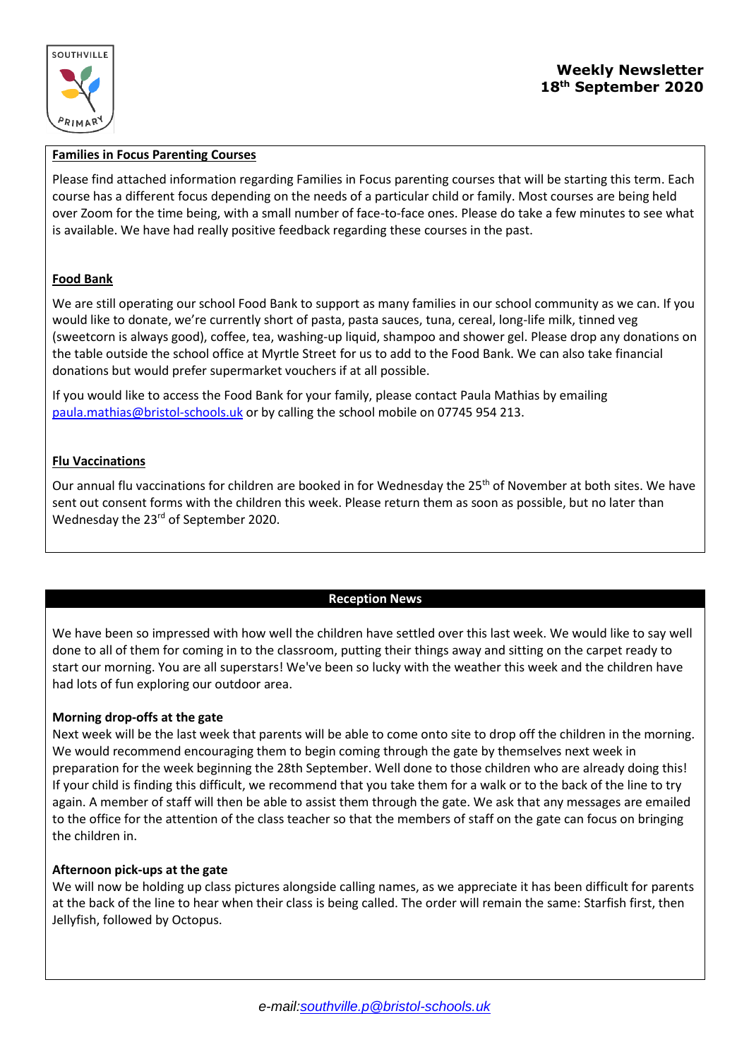**Weekly Newsletter**
**18th September 2020**

## Families in Focus Parenting Courses

Please find attached information regarding Families in Focus parenting courses that will be starting this term. Each course has a different focus depending on the needs of a particular child or family. Most courses are being held over Zoom for the time being, with a small number of face-to-face ones. Please do take a few minutes to see what is available. We have had really positive feedback regarding these courses in the past.

## Food Bank

We are still operating our school Food Bank to support as many families in our school community as we can. If you would like to donate, we're currently short of pasta, pasta sauces, tuna, cereal, long-life milk, tinned veg (sweetcorn is always good), coffee, tea, washing-up liquid, shampoo and shower gel. Please drop any donations on the table outside the school office at Myrtle Street for us to add to the Food Bank. We can also take financial donations but would prefer supermarket vouchers if at all possible.

If you would like to access the Food Bank for your family, please contact Paula Mathias by emailing paula.mathias@bristol-schools.uk or by calling the school mobile on 07745 954 213.

## Flu Vaccinations

Our annual flu vaccinations for children are booked in for Wednesday the 25th of November at both sites. We have sent out consent forms with the children this week. Please return them as soon as possible, but no later than Wednesday the 23rd of September 2020.

## Reception News

We have been so impressed with how well the children have settled over this last week. We would like to say well done to all of them for coming in to the classroom, putting their things away and sitting on the carpet ready to start our morning. You are all superstars! We've been so lucky with the weather this week and the children have had lots of fun exploring our outdoor area.

**Morning drop-offs at the gate**

Next week will be the last week that parents will be able to come onto site to drop off the children in the morning. We would recommend encouraging them to begin coming through the gate by themselves next week in preparation for the week beginning the 28th September. Well done to those children who are already doing this! If your child is finding this difficult, we recommend that you take them for a walk or to the back of the line to try again. A member of staff will then be able to assist them through the gate. We ask that any messages are emailed to the office for the attention of the class teacher so that the members of staff on the gate can focus on bringing the children in.

**Afternoon pick-ups at the gate**

We will now be holding up class pictures alongside calling names, as we appreciate it has been difficult for parents at the back of the line to hear when their class is being called. The order will remain the same: Starfish first, then Jellyfish, followed by Octopus.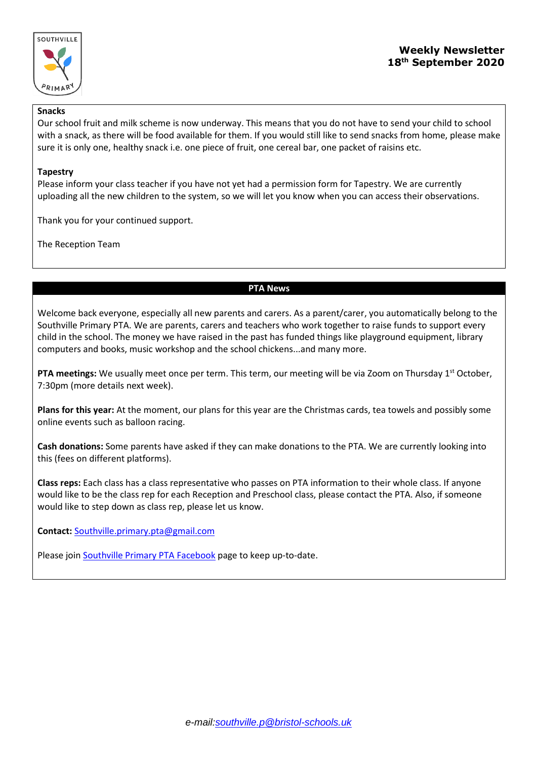**Weekly Newsletter**
**18th September 2020**

**Snacks**

Our school fruit and milk scheme is now underway. This means that you do not have to send your child to school with a snack, as there will be food available for them. If you would still like to send snacks from home, please make sure it is only one, healthy snack i.e. one piece of fruit, one cereal bar, one packet of raisins etc.

**Tapestry**

Please inform your class teacher if you have not yet had a permission form for Tapestry. We are currently uploading all the new children to the system, so we will let you know when you can access their observations.

Thank you for your continued support.

The Reception Team

## PTA News

Welcome back everyone, especially all new parents and carers. As a parent/carer, you automatically belong to the Southville Primary PTA. We are parents, carers and teachers who work together to raise funds to support every child in the school. The money we have raised in the past has funded things like playground equipment, library computers and books, music workshop and the school chickens...and many more.

**PTA meetings:** We usually meet once per term. This term, our meeting will be via Zoom on Thursday 1st October, 7:30pm (more details next week).

**Plans for this year:** At the moment, our plans for this year are the Christmas cards, tea towels and possibly some online events such as balloon racing.

**Cash donations:** Some parents have asked if they can make donations to the PTA. We are currently looking into this (fees on different platforms).

**Class reps:** Each class has a class representative who passes on PTA information to their whole class. If anyone would like to be the class rep for each Reception and Preschool class, please contact the PTA. Also, if someone would like to step down as class rep, please let us know.

**Contact:** Southville.primary.pta@gmail.com

Please join Southville Primary PTA Facebook page to keep up-to-date.

*e-mail:southville.p@bristol-schools.uk*